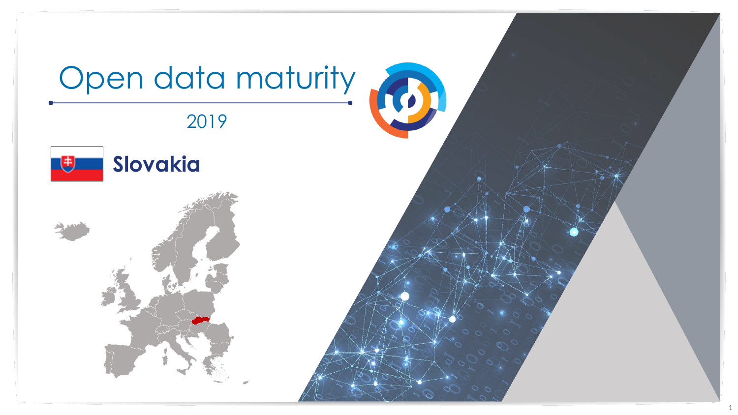# Open data maturity

2019

## Slovakia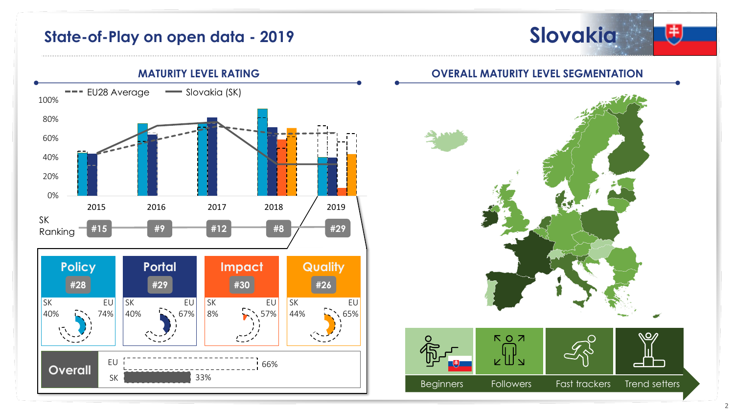# State-of-Play on open data - 2019

# Slovakia

## MATURITY LEVEL RATING

EU28 Average | Slovakia (SK)

| | 2015 | 2016 | 2017 | 2018 | 2019 |
|---|---|---|---|---|---|
| SK Ranking | #15 | #9 | #12 | #8 | #29 |

| | Policy | Portal | Impact | Quality |
|---|---|---|---|---|
| Rank | #28 | #29 | #30 | #26 |
| SK | 40% | 40% | 8% | 44% |
| EU | 74% | 67% | 57% | 65% |

| Overall | |
|---|---|
| EU | 66% |
| SK | 33% |

## OVERALL MATURITY LEVEL SEGMENTATION

Beginners | Followers | Fast trackers | Trend setters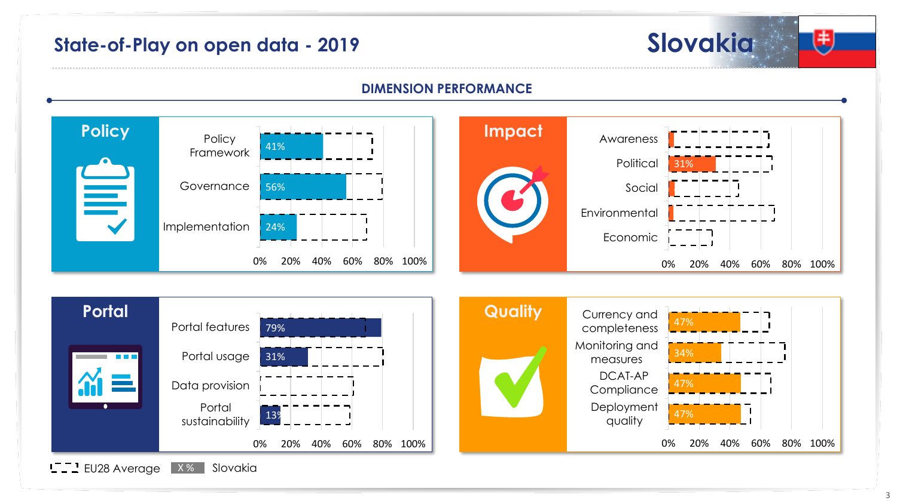# State-of-Play on open data - 2019

## Slovakia

### DIMENSION PERFORMANCE

#### Policy

| Indicator | Slovakia |
|---|---|
| Policy Framework | 41% |
| Governance | 56% |
| Implementation | 24% |

#### Impact

| Indicator | Slovakia |
|---|---|
| Awareness | |
| Political | 31% |
| Social | |
| Environmental | |
| Economic | |

#### Portal

| Indicator | Slovakia |
|---|---|
| Portal features | 79% |
| Portal usage | 31% |
| Data provision | |
| Portal sustainability | 13% |

#### Quality

| Indicator | Slovakia |
|---|---|
| Currency and completeness | 47% |
| Monitoring and measures | 34% |
| DCAT-AP Compliance | 47% |
| Deployment quality | 47% |

Legend: EU28 Average (dashed outline) | X % Slovakia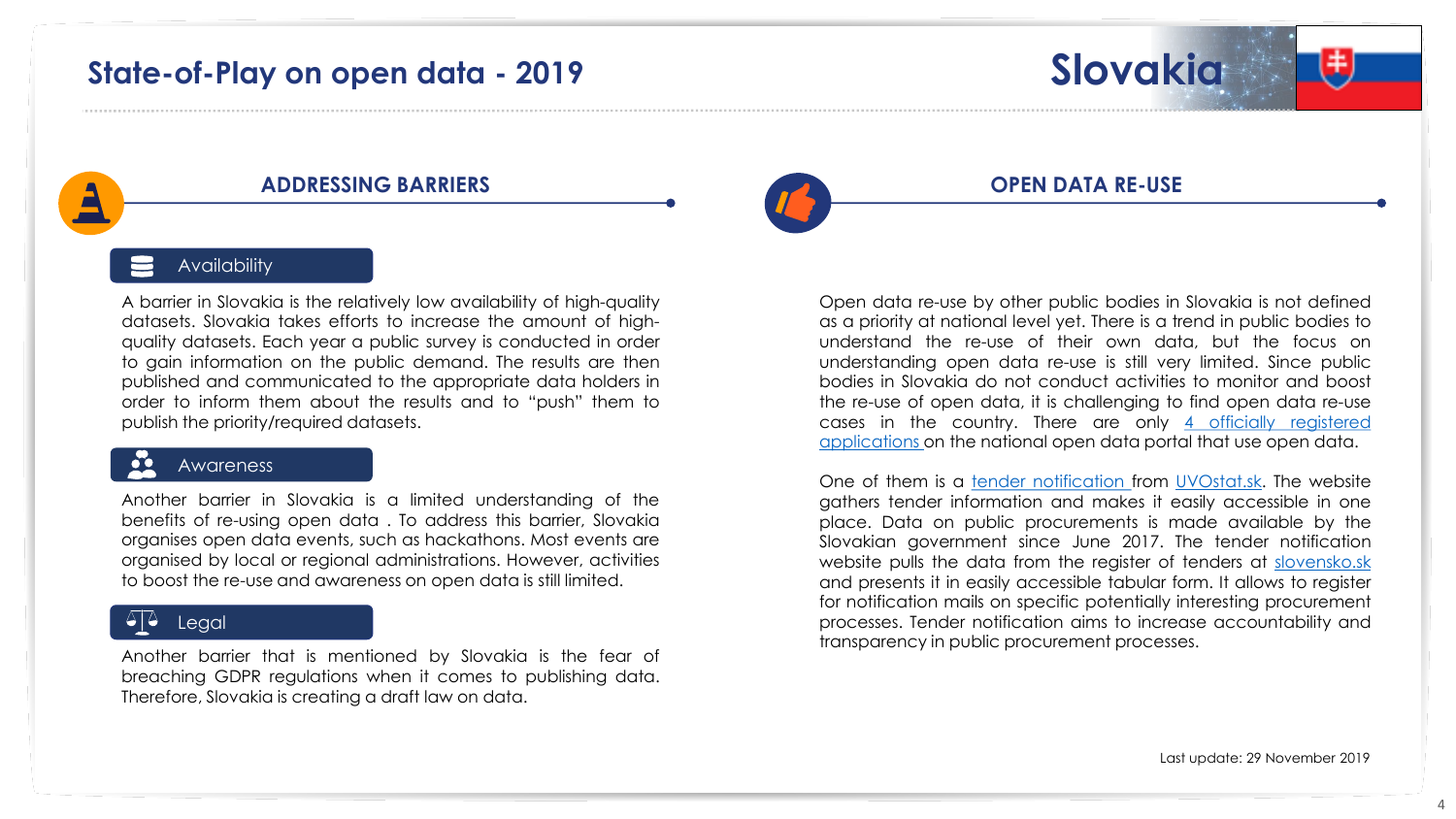# State-of-Play on open data - 2019

# Slovakia

## ADDRESSING BARRIERS

### Availability

A barrier in Slovakia is the relatively low availability of high-quality datasets. Slovakia takes efforts to increase the amount of high-quality datasets. Each year a public survey is conducted in order to gain information on the public demand. The results are then published and communicated to the appropriate data holders in order to inform them about the results and to "push" them to publish the priority/required datasets.

### Awareness

Another barrier in Slovakia is a limited understanding of the benefits of re-using open data . To address this barrier, Slovakia organises open data events, such as hackathons. Most events are organised by local or regional administrations. However, activities to boost the re-use and awareness on open data is still limited.

### Legal

Another barrier that is mentioned by Slovakia is the fear of breaching GDPR regulations when it comes to publishing data. Therefore, Slovakia is creating a draft law on data.

## OPEN DATA RE-USE

Open data re-use by other public bodies in Slovakia is not defined as a priority at national level yet. There is a trend in public bodies to understand the re-use of their own data, but the focus on understanding open data re-use is still very limited. Since public bodies in Slovakia do not conduct activities to monitor and boost the re-use of open data, it is challenging to find open data re-use cases in the country. There are only 4 officially registered applications on the national open data portal that use open data.

One of them is a tender notification from UVOstat.sk. The website gathers tender information and makes it easily accessible in one place. Data on public procurements is made available by the Slovakian government since June 2017. The tender notification website pulls the data from the register of tenders at slovensko.sk and presents it in easily accessible tabular form. It allows to register for notification mails on specific potentially interesting procurement processes. Tender notification aims to increase accountability and transparency in public procurement processes.

Last update: 29 November 2019